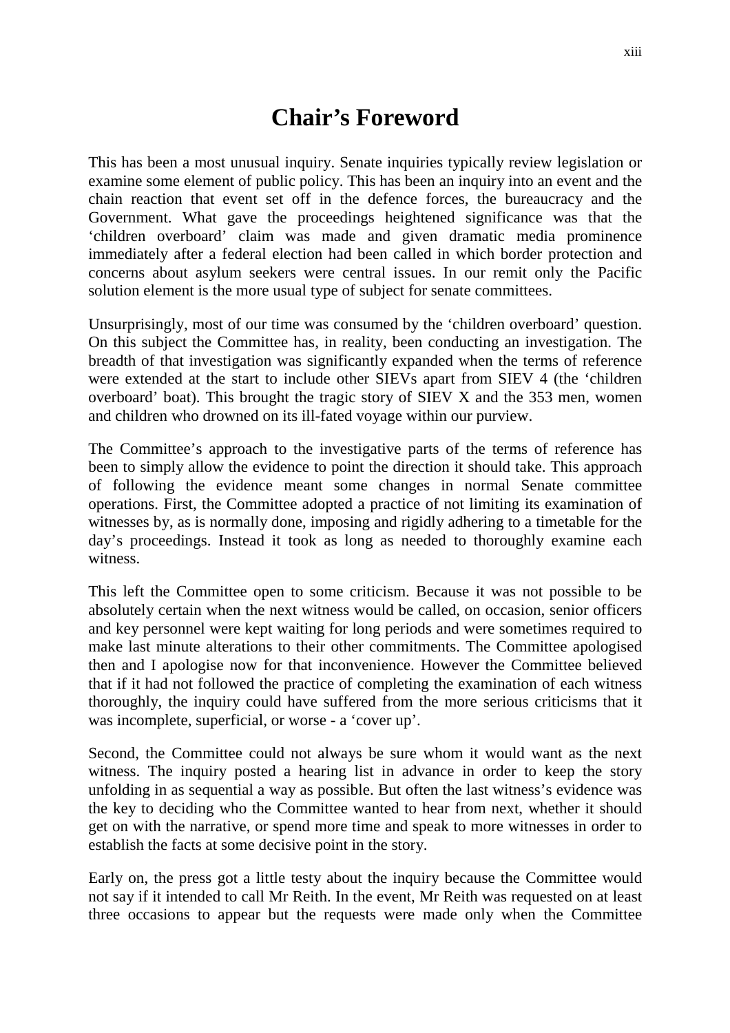# Chair's Foreword

This has been a most unusual inquiry. Senate inquiries typically review legislation or examine some element of public policy. This has been an inquiry into an event and the chain reaction that event set off in the defence forces, the bureaucracy and the Government. What gave the proceedings heightened significance was that the 'children overboard' claim was made and given dramatic media prominence immediately after a federal election had been called in which border protection and concerns about asylum seekers were central issues. In our remit only the Pacific solution element is the more usual type of subject for senate committees.

Unsurprisingly, most of our time was consumed by the 'children overboard' question. On this subject the Committee has, in reality, been conducting an investigation. The breadth of that investigation was significantly expanded when the terms of reference were extended at the start to include other SIEVs apart from SIEV 4 (the 'children overboard' boat). This brought the tragic story of SIEV X and the 353 men, women and children who drowned on its ill-fated voyage within our purview.

The Committee's approach to the investigative parts of the terms of reference has been to simply allow the evidence to point the direction it should take. This approach of following the evidence meant some changes in normal Senate committee operations. First, the Committee adopted a practice of not limiting its examination of witnesses by, as is normally done, imposing and rigidly adhering to a timetable for the day's proceedings. Instead it took as long as needed to thoroughly examine each witness.

This left the Committee open to some criticism. Because it was not possible to be absolutely certain when the next witness would be called, on occasion, senior officers and key personnel were kept waiting for long periods and were sometimes required to make last minute alterations to their other commitments. The Committee apologised then and I apologise now for that inconvenience. However the Committee believed that if it had not followed the practice of completing the examination of each witness thoroughly, the inquiry could have suffered from the more serious criticisms that it was incomplete, superficial, or worse - a 'cover up'.

Second, the Committee could not always be sure whom it would want as the next witness. The inquiry posted a hearing list in advance in order to keep the story unfolding in as sequential a way as possible. But often the last witness's evidence was the key to deciding who the Committee wanted to hear from next, whether it should get on with the narrative, or spend more time and speak to more witnesses in order to establish the facts at some decisive point in the story.

Early on, the press got a little testy about the inquiry because the Committee would not say if it intended to call Mr Reith. In the event, Mr Reith was requested on at least three occasions to appear but the requests were made only when the Committee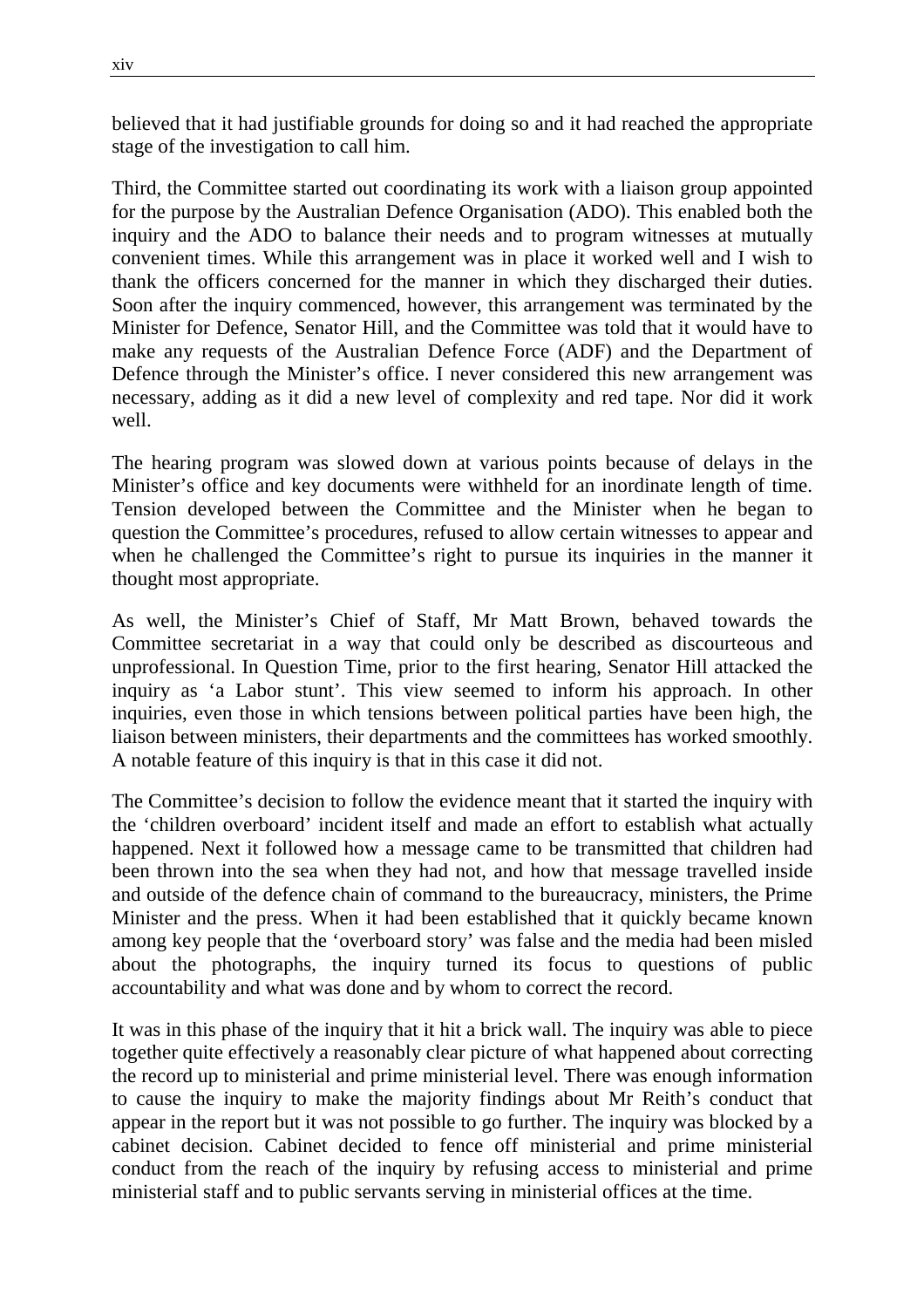believed that it had justifiable grounds for doing so and it had reached the appropriate stage of the investigation to call him.

Third, the Committee started out coordinating its work with a liaison group appointed for the purpose by the Australian Defence Organisation (ADO). This enabled both the inquiry and the ADO to balance their needs and to program witnesses at mutually convenient times. While this arrangement was in place it worked well and I wish to thank the officers concerned for the manner in which they discharged their duties. Soon after the inquiry commenced, however, this arrangement was terminated by the Minister for Defence, Senator Hill, and the Committee was told that it would have to make any requests of the Australian Defence Force (ADF) and the Department of Defence through the Minister's office. I never considered this new arrangement was necessary, adding as it did a new level of complexity and red tape. Nor did it work well.

The hearing program was slowed down at various points because of delays in the Minister's office and key documents were withheld for an inordinate length of time. Tension developed between the Committee and the Minister when he began to question the Committee's procedures, refused to allow certain witnesses to appear and when he challenged the Committee's right to pursue its inquiries in the manner it thought most appropriate.

As well, the Minister's Chief of Staff, Mr Matt Brown, behaved towards the Committee secretariat in a way that could only be described as discourteous and unprofessional. In Question Time, prior to the first hearing, Senator Hill attacked the inquiry as 'a Labor stunt'. This view seemed to inform his approach. In other inquiries, even those in which tensions between political parties have been high, the liaison between ministers, their departments and the committees has worked smoothly. A notable feature of this inquiry is that in this case it did not.

The Committee's decision to follow the evidence meant that it started the inquiry with the 'children overboard' incident itself and made an effort to establish what actually happened. Next it followed how a message came to be transmitted that children had been thrown into the sea when they had not, and how that message travelled inside and outside of the defence chain of command to the bureaucracy, ministers, the Prime Minister and the press. When it had been established that it quickly became known among key people that the 'overboard story' was false and the media had been misled about the photographs, the inquiry turned its focus to questions of public accountability and what was done and by whom to correct the record.

It was in this phase of the inquiry that it hit a brick wall. The inquiry was able to piece together quite effectively a reasonably clear picture of what happened about correcting the record up to ministerial and prime ministerial level. There was enough information to cause the inquiry to make the majority findings about Mr Reith's conduct that appear in the report but it was not possible to go further. The inquiry was blocked by a cabinet decision. Cabinet decided to fence off ministerial and prime ministerial conduct from the reach of the inquiry by refusing access to ministerial and prime ministerial staff and to public servants serving in ministerial offices at the time.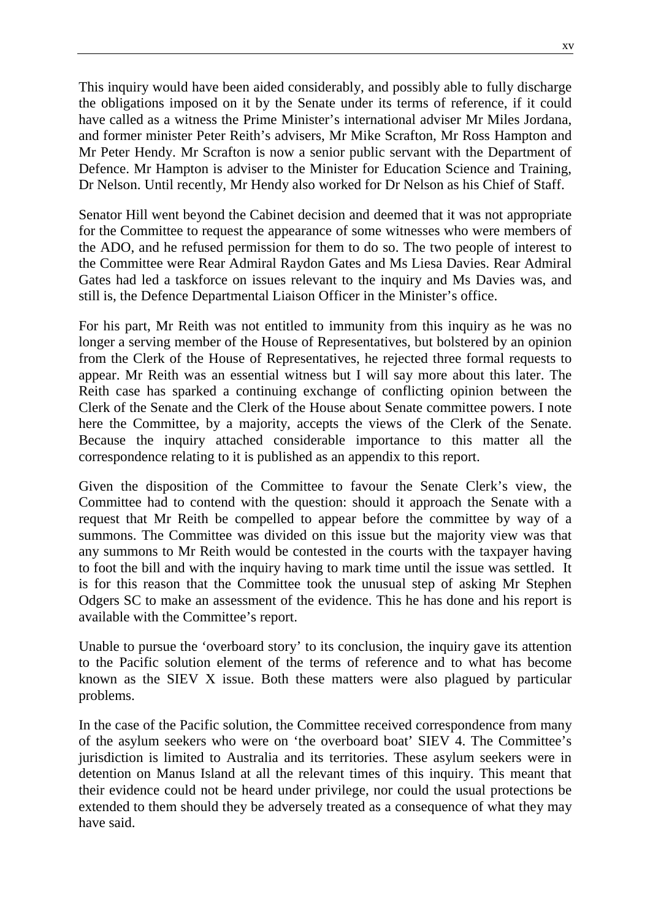This inquiry would have been aided considerably, and possibly able to fully discharge the obligations imposed on it by the Senate under its terms of reference, if it could have called as a witness the Prime Minister's international adviser Mr Miles Jordana, and former minister Peter Reith's advisers, Mr Mike Scrafton, Mr Ross Hampton and Mr Peter Hendy. Mr Scrafton is now a senior public servant with the Department of Defence. Mr Hampton is adviser to the Minister for Education Science and Training, Dr Nelson. Until recently, Mr Hendy also worked for Dr Nelson as his Chief of Staff.

Senator Hill went beyond the Cabinet decision and deemed that it was not appropriate for the Committee to request the appearance of some witnesses who were members of the ADO, and he refused permission for them to do so. The two people of interest to the Committee were Rear Admiral Raydon Gates and Ms Liesa Davies. Rear Admiral Gates had led a taskforce on issues relevant to the inquiry and Ms Davies was, and still is, the Defence Departmental Liaison Officer in the Minister's office.

For his part, Mr Reith was not entitled to immunity from this inquiry as he was no longer a serving member of the House of Representatives, but bolstered by an opinion from the Clerk of the House of Representatives, he rejected three formal requests to appear. Mr Reith was an essential witness but I will say more about this later. The Reith case has sparked a continuing exchange of conflicting opinion between the Clerk of the Senate and the Clerk of the House about Senate committee powers. I note here the Committee, by a majority, accepts the views of the Clerk of the Senate. Because the inquiry attached considerable importance to this matter all the correspondence relating to it is published as an appendix to this report.

Given the disposition of the Committee to favour the Senate Clerk's view, the Committee had to contend with the question: should it approach the Senate with a request that Mr Reith be compelled to appear before the committee by way of a summons. The Committee was divided on this issue but the majority view was that any summons to Mr Reith would be contested in the courts with the taxpayer having to foot the bill and with the inquiry having to mark time until the issue was settled. It is for this reason that the Committee took the unusual step of asking Mr Stephen Odgers SC to make an assessment of the evidence. This he has done and his report is available with the Committee's report.

Unable to pursue the 'overboard story' to its conclusion, the inquiry gave its attention to the Pacific solution element of the terms of reference and to what has become known as the SIEV X issue. Both these matters were also plagued by particular problems.

In the case of the Pacific solution, the Committee received correspondence from many of the asylum seekers who were on 'the overboard boat' SIEV 4. The Committee's jurisdiction is limited to Australia and its territories. These asylum seekers were in detention on Manus Island at all the relevant times of this inquiry. This meant that their evidence could not be heard under privilege, nor could the usual protections be extended to them should they be adversely treated as a consequence of what they may have said.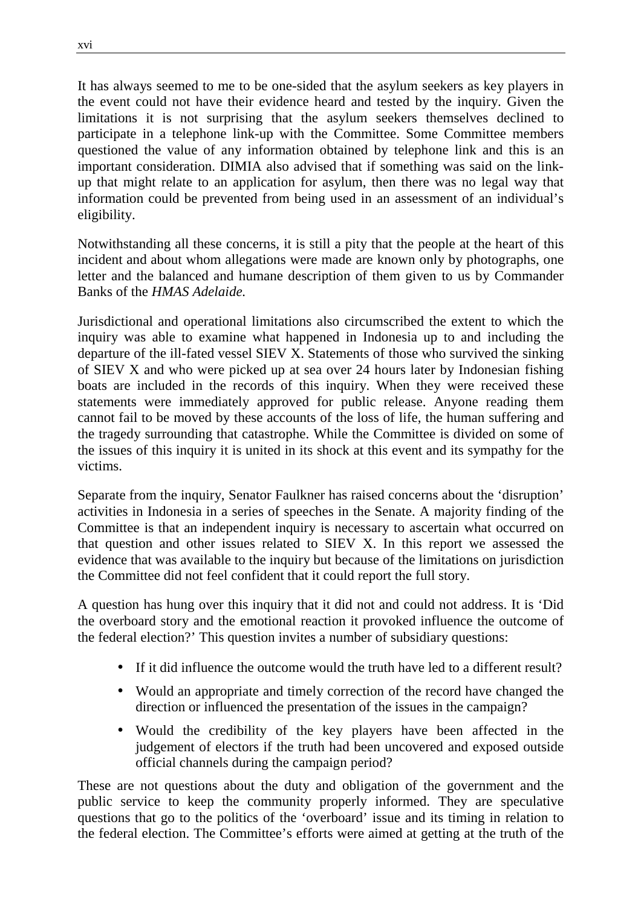It has always seemed to me to be one-sided that the asylum seekers as key players in the event could not have their evidence heard and tested by the inquiry. Given the limitations it is not surprising that the asylum seekers themselves declined to participate in a telephone link-up with the Committee. Some Committee members questioned the value of any information obtained by telephone link and this is an important consideration. DIMIA also advised that if something was said on the link-up that might relate to an application for asylum, then there was no legal way that information could be prevented from being used in an assessment of an individual's eligibility.

Notwithstanding all these concerns, it is still a pity that the people at the heart of this incident and about whom allegations were made are known only by photographs, one letter and the balanced and humane description of them given to us by Commander Banks of the *HMAS Adelaide.*

Jurisdictional and operational limitations also circumscribed the extent to which the inquiry was able to examine what happened in Indonesia up to and including the departure of the ill-fated vessel SIEV X. Statements of those who survived the sinking of SIEV X and who were picked up at sea over 24 hours later by Indonesian fishing boats are included in the records of this inquiry. When they were received these statements were immediately approved for public release. Anyone reading them cannot fail to be moved by these accounts of the loss of life, the human suffering and the tragedy surrounding that catastrophe. While the Committee is divided on some of the issues of this inquiry it is united in its shock at this event and its sympathy for the victims.

Separate from the inquiry, Senator Faulkner has raised concerns about the 'disruption' activities in Indonesia in a series of speeches in the Senate. A majority finding of the Committee is that an independent inquiry is necessary to ascertain what occurred on that question and other issues related to SIEV X. In this report we assessed the evidence that was available to the inquiry but because of the limitations on jurisdiction the Committee did not feel confident that it could report the full story.

A question has hung over this inquiry that it did not and could not address. It is 'Did the overboard story and the emotional reaction it provoked influence the outcome of the federal election?' This question invites a number of subsidiary questions:

- If it did influence the outcome would the truth have led to a different result?
- Would an appropriate and timely correction of the record have changed the direction or influenced the presentation of the issues in the campaign?
- Would the credibility of the key players have been affected in the judgement of electors if the truth had been uncovered and exposed outside official channels during the campaign period?

These are not questions about the duty and obligation of the government and the public service to keep the community properly informed. They are speculative questions that go to the politics of the 'overboard' issue and its timing in relation to the federal election. The Committee's efforts were aimed at getting at the truth of the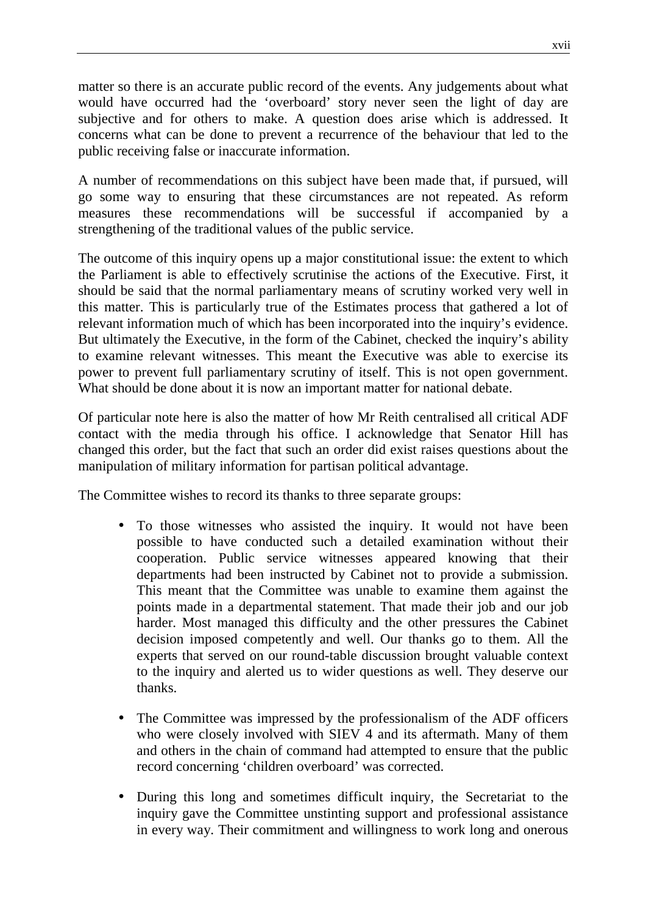matter so there is an accurate public record of the events. Any judgements about what would have occurred had the 'overboard' story never seen the light of day are subjective and for others to make. A question does arise which is addressed. It concerns what can be done to prevent a recurrence of the behaviour that led to the public receiving false or inaccurate information.

A number of recommendations on this subject have been made that, if pursued, will go some way to ensuring that these circumstances are not repeated. As reform measures these recommendations will be successful if accompanied by a strengthening of the traditional values of the public service.

The outcome of this inquiry opens up a major constitutional issue: the extent to which the Parliament is able to effectively scrutinise the actions of the Executive. First, it should be said that the normal parliamentary means of scrutiny worked very well in this matter. This is particularly true of the Estimates process that gathered a lot of relevant information much of which has been incorporated into the inquiry's evidence. But ultimately the Executive, in the form of the Cabinet, checked the inquiry's ability to examine relevant witnesses. This meant the Executive was able to exercise its power to prevent full parliamentary scrutiny of itself. This is not open government. What should be done about it is now an important matter for national debate.

Of particular note here is also the matter of how Mr Reith centralised all critical ADF contact with the media through his office. I acknowledge that Senator Hill has changed this order, but the fact that such an order did exist raises questions about the manipulation of military information for partisan political advantage.

The Committee wishes to record its thanks to three separate groups:

- To those witnesses who assisted the inquiry. It would not have been possible to have conducted such a detailed examination without their cooperation. Public service witnesses appeared knowing that their departments had been instructed by Cabinet not to provide a submission. This meant that the Committee was unable to examine them against the points made in a departmental statement. That made their job and our job harder. Most managed this difficulty and the other pressures the Cabinet decision imposed competently and well. Our thanks go to them. All the experts that served on our round-table discussion brought valuable context to the inquiry and alerted us to wider questions as well. They deserve our thanks.

- The Committee was impressed by the professionalism of the ADF officers who were closely involved with SIEV 4 and its aftermath. Many of them and others in the chain of command had attempted to ensure that the public record concerning 'children overboard' was corrected.

- During this long and sometimes difficult inquiry, the Secretariat to the inquiry gave the Committee unstinting support and professional assistance in every way. Their commitment and willingness to work long and onerous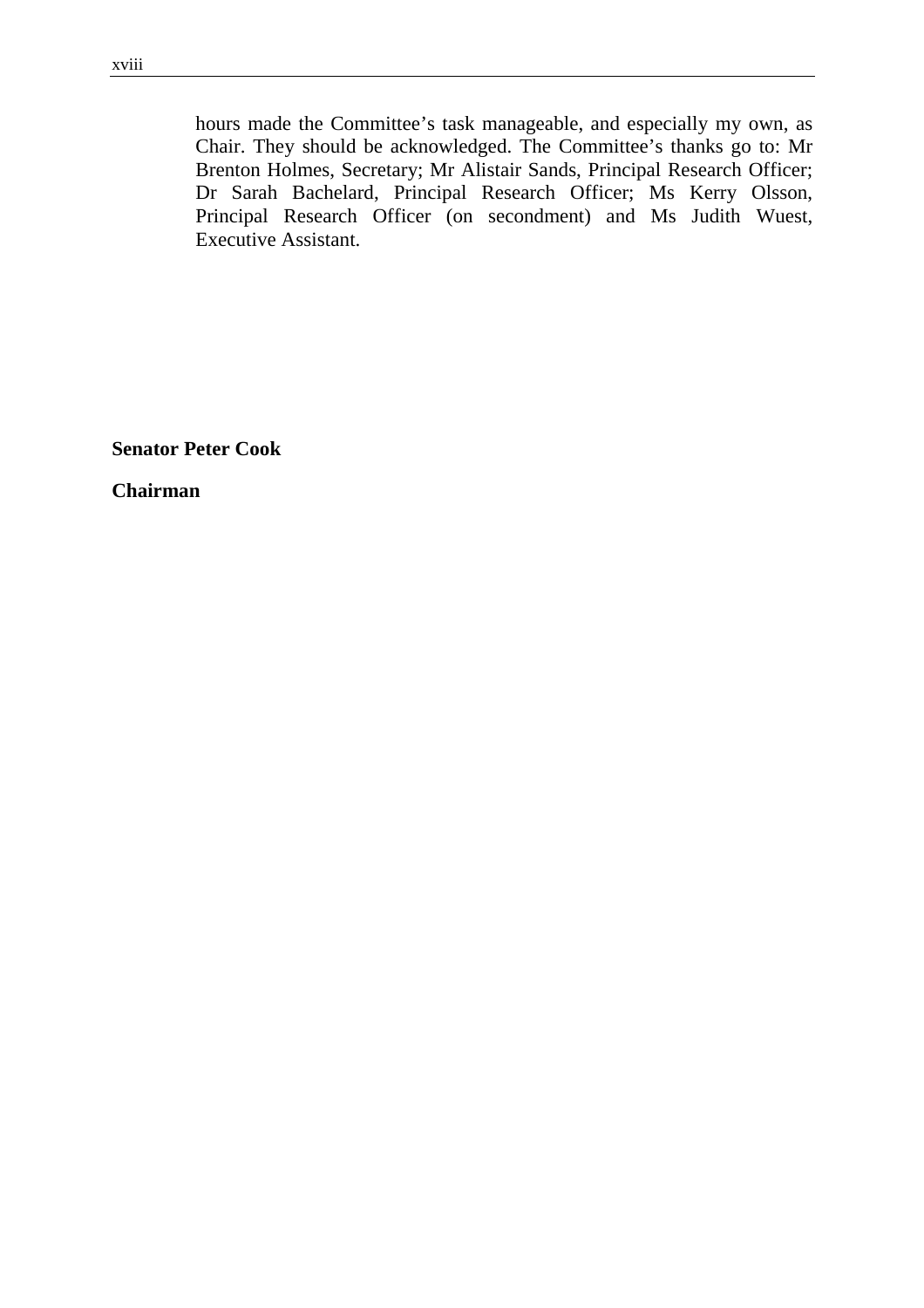hours made the Committee’s task manageable, and especially my own, as Chair. They should be acknowledged. The Committee’s thanks go to: Mr Brenton Holmes, Secretary; Mr Alistair Sands, Principal Research Officer; Dr Sarah Bachelard, Principal Research Officer; Ms Kerry Olsson, Principal Research Officer (on secondment) and Ms Judith Wuest, Executive Assistant.

**Senator Peter Cook**

**Chairman**